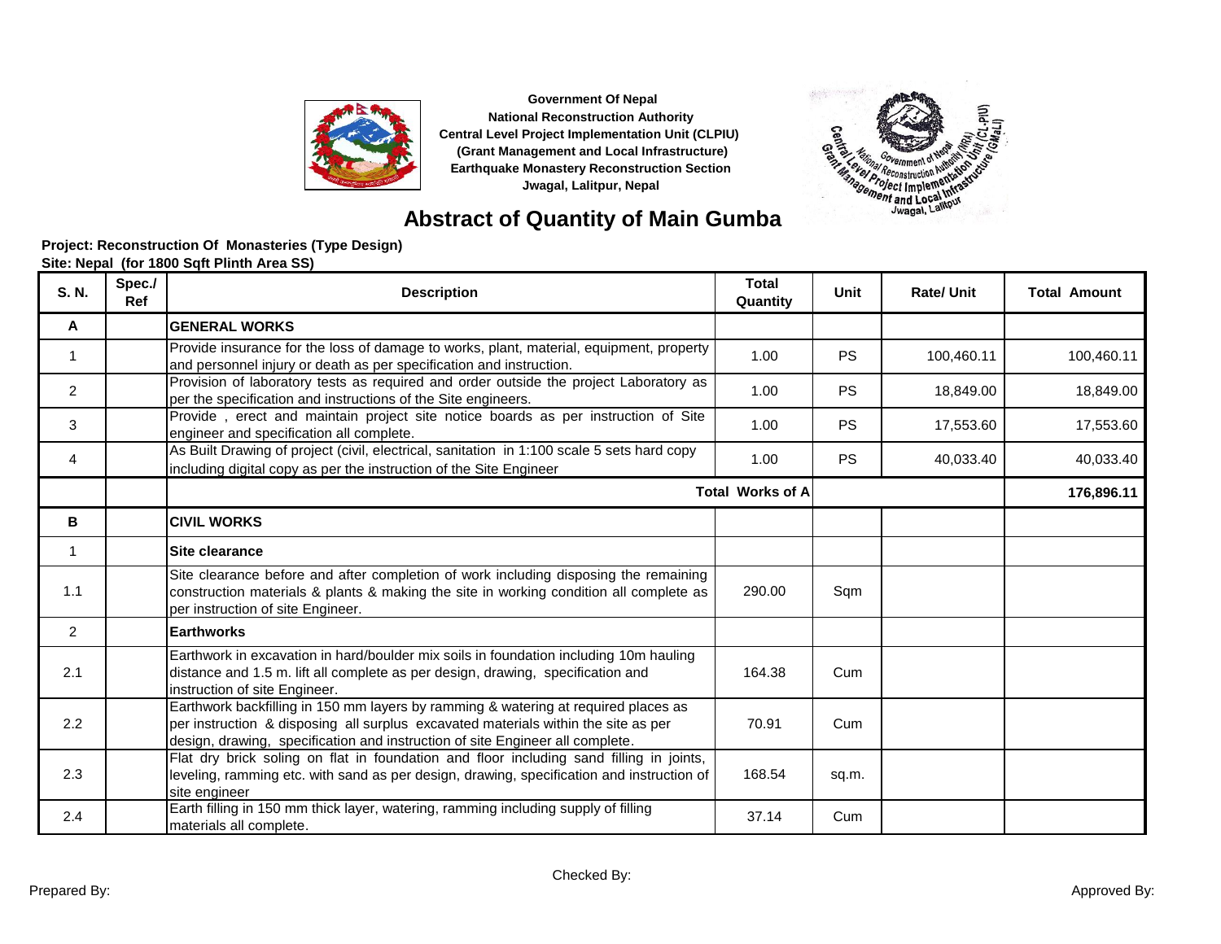**Government Of Nepal**
**National Reconstruction Authority**
**Central Level Project Implementation Unit (CLPIU)**
**(Grant Management and Local Infrastructure)**
**Earthquake Monastery Reconstruction Section**
**Jwagal, Lalitpur, Nepal**

# Abstract of Quantity of Main Gumba

**Project: Reconstruction Of Monasteries (Type Design)**
**Site: Nepal (for 1800 Sqft Plinth Area SS)**

| S. N. | Spec./ Ref | Description | Total Quantity | Unit | Rate/ Unit | Total Amount |
|---|---|---|---|---|---|---|
| **A** | | **GENERAL WORKS** | | | | |
| 1 | | Provide insurance for the loss of damage to works, plant, material, equipment, property and personnel injury or death as per specification and instruction. | 1.00 | PS | 100,460.11 | 100,460.11 |
| 2 | | Provision of laboratory tests as required and order outside the project Laboratory as per the specification and instructions of the Site engineers. | 1.00 | PS | 18,849.00 | 18,849.00 |
| 3 | | Provide , erect and maintain project site notice boards as per instruction of Site engineer and specification all complete. | 1.00 | PS | 17,553.60 | 17,553.60 |
| 4 | | As Built Drawing of project (civil, electrical, sanitation in 1:100 scale 5 sets hard copy including digital copy as per the instruction of the Site Engineer | 1.00 | PS | 40,033.40 | 40,033.40 |
| | | **Total Works of A** | | | | **176,896.11** |
| **B** | | **CIVIL WORKS** | | | | |
| 1 | | **Site clearance** | | | | |
| 1.1 | | Site clearance before and after completion of work including disposing the remaining construction materials & plants & making the site in working condition all complete as per instruction of site Engineer. | 290.00 | Sqm | | |
| 2 | | **Earthworks** | | | | |
| 2.1 | | Earthwork in excavation in hard/boulder mix soils in foundation including 10m hauling distance and 1.5 m. lift all complete as per design, drawing, specification and instruction of site Engineer. | 164.38 | Cum | | |
| 2.2 | | Earthwork backfilling in 150 mm layers by ramming & watering at required places as per instruction & disposing all surplus excavated materials within the site as per design, drawing, specification and instruction of site Engineer all complete. | 70.91 | Cum | | |
| 2.3 | | Flat dry brick soling on flat in foundation and floor including sand filling in joints, leveling, ramming etc. with sand as per design, drawing, specification and instruction of site engineer | 168.54 | sq.m. | | |
| 2.4 | | Earth filling in 150 mm thick layer, watering, ramming including supply of filling materials all complete. | 37.14 | Cum | | |

Prepared By: Checked By: Approved By: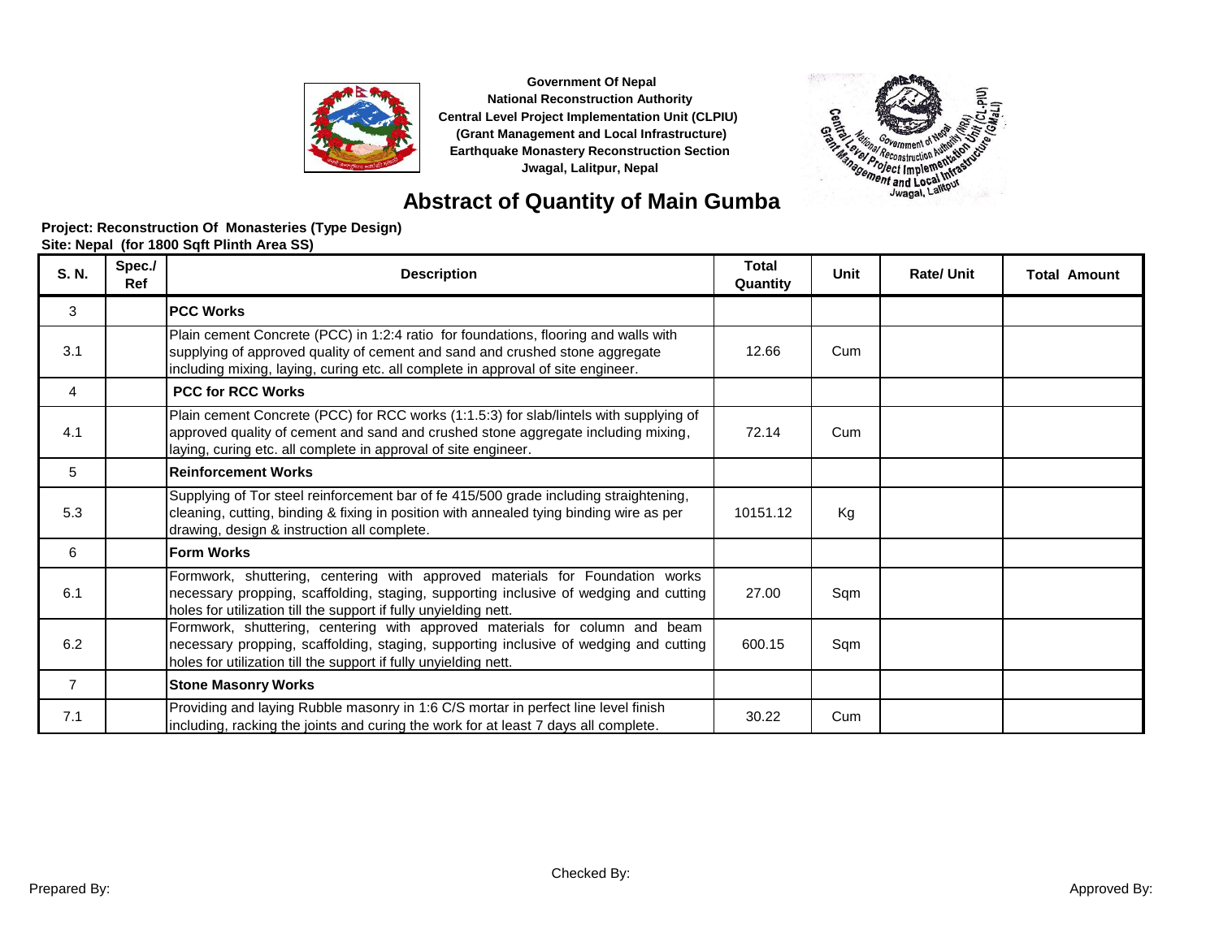Government Of Nepal
National Reconstruction Authority
Central Level Project Implementation Unit (CLPIU)
(Grant Management and Local Infrastructure)
Earthquake Monastery Reconstruction Section
Jwagal, Lalitpur, Nepal

# Abstract of Quantity of Main Gumba

**Project: Reconstruction Of Monasteries (Type Design)**
**Site: Nepal (for 1800 Sqft Plinth Area SS)**

| S. N. | Spec./ Ref | Description | Total Quantity | Unit | Rate/ Unit | Total Amount |
|---|---|---|---|---|---|---|
| 3 | | **PCC Works** | | | | |
| 3.1 | | Plain cement Concrete (PCC) in 1:2:4 ratio for foundations, flooring and walls with supplying of approved quality of cement and sand and crushed stone aggregate including mixing, laying, curing etc. all complete in approval of site engineer. | 12.66 | Cum | | |
| 4 | | **PCC for RCC Works** | | | | |
| 4.1 | | Plain cement Concrete (PCC) for RCC works (1:1.5:3) for slab/lintels with supplying of approved quality of cement and sand and crushed stone aggregate including mixing, laying, curing etc. all complete in approval of site engineer. | 72.14 | Cum | | |
| 5 | | **Reinforcement Works** | | | | |
| 5.3 | | Supplying of Tor steel reinforcement bar of fe 415/500 grade including straightening, cleaning, cutting, binding & fixing in position with annealed tying binding wire as per drawing, design & instruction all complete. | 10151.12 | Kg | | |
| 6 | | **Form Works** | | | | |
| 6.1 | | Formwork, shuttering, centering with approved materials for Foundation works necessary propping, scaffolding, staging, supporting inclusive of wedging and cutting holes for utilization till the support if fully unyielding nett. | 27.00 | Sqm | | |
| 6.2 | | Formwork, shuttering, centering with approved materials for column and beam necessary propping, scaffolding, staging, supporting inclusive of wedging and cutting holes for utilization till the support if fully unyielding nett. | 600.15 | Sqm | | |
| 7 | | **Stone Masonry Works** | | | | |
| 7.1 | | Providing and laying Rubble masonry in 1:6 C/S mortar in perfect line level finish including, racking the joints and curing the work for at least 7 days all complete. | 30.22 | Cum | | |

Prepared By: Checked By: Approved By: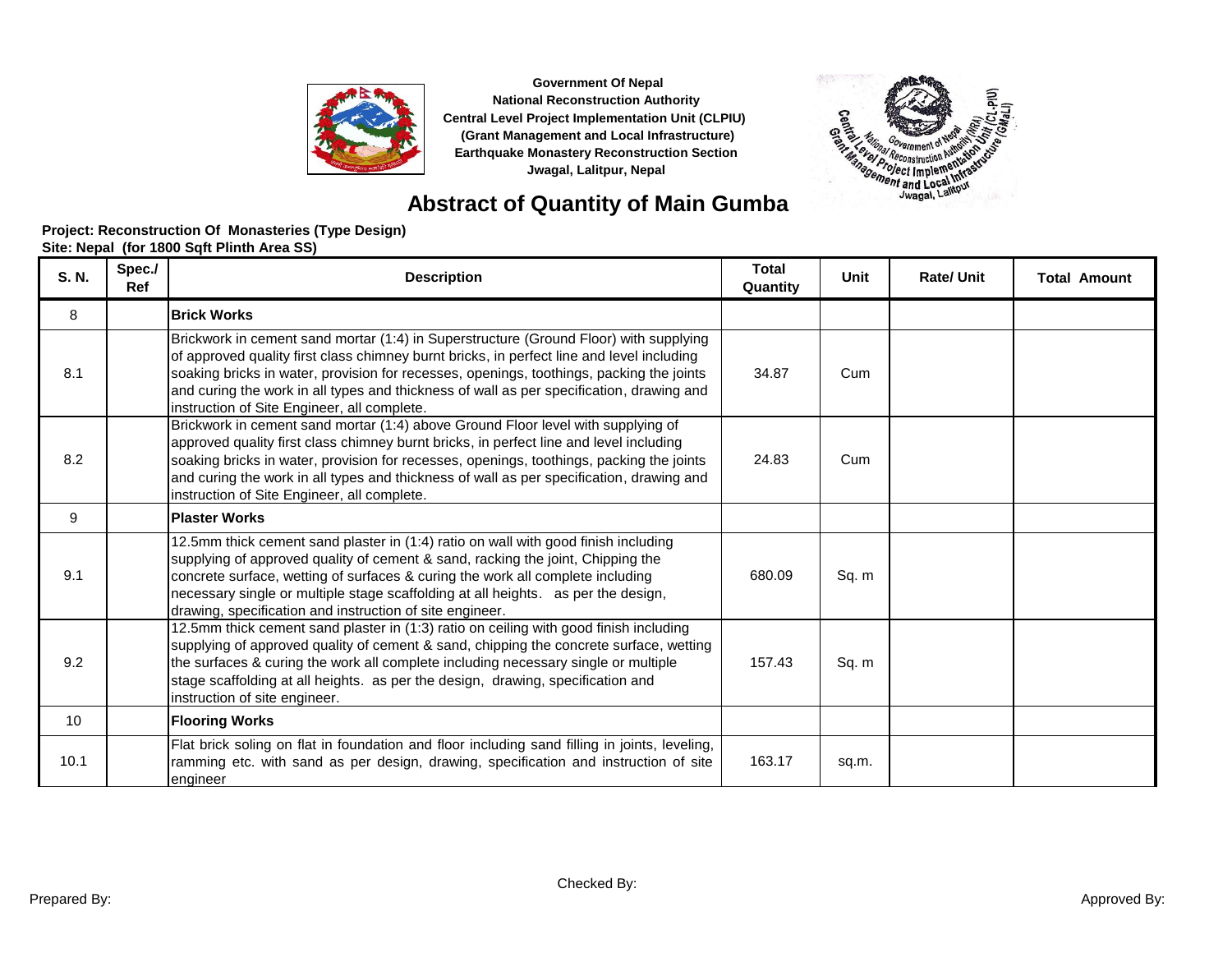Government Of Nepal
National Reconstruction Authority
Central Level Project Implementation Unit (CLPIU)
(Grant Management and Local Infrastructure)
Earthquake Monastery Reconstruction Section
Jwagal, Lalitpur, Nepal

# Abstract of Quantity of Main Gumba

**Project: Reconstruction Of Monasteries (Type Design)**
**Site: Nepal (for 1800 Sqft Plinth Area SS)**

| S. N. | Spec./ Ref | Description | Total Quantity | Unit | Rate/ Unit | Total Amount |
|---|---|---|---|---|---|---|
| 8 | | **Brick Works** | | | | |
| 8.1 | | Brickwork in cement sand mortar (1:4) in Superstructure (Ground Floor) with supplying of approved quality first class chimney burnt bricks, in perfect line and level including soaking bricks in water, provision for recesses, openings, toothings, packing the joints and curing the work in all types and thickness of wall as per specification, drawing and instruction of Site Engineer, all complete. | 34.87 | Cum | | |
| 8.2 | | Brickwork in cement sand mortar (1:4) above Ground Floor level with supplying of approved quality first class chimney burnt bricks, in perfect line and level including soaking bricks in water, provision for recesses, openings, toothings, packing the joints and curing the work in all types and thickness of wall as per specification, drawing and instruction of Site Engineer, all complete. | 24.83 | Cum | | |
| 9 | | **Plaster Works** | | | | |
| 9.1 | | 12.5mm thick cement sand plaster in (1:4) ratio on wall with good finish including supplying of approved quality of cement & sand, racking the joint, Chipping the concrete surface, wetting of surfaces & curing the work all complete including necessary single or multiple stage scaffolding at all heights. as per the design, drawing, specification and instruction of site engineer. | 680.09 | Sq. m | | |
| 9.2 | | 12.5mm thick cement sand plaster in (1:3) ratio on ceiling with good finish including supplying of approved quality of cement & sand, chipping the concrete surface, wetting the surfaces & curing the work all complete including necessary single or multiple stage scaffolding at all heights. as per the design, drawing, specification and instruction of site engineer. | 157.43 | Sq. m | | |
| 10 | | **Flooring Works** | | | | |
| 10.1 | | Flat brick soling on flat in foundation and floor including sand filling in joints, leveling, ramming etc. with sand as per design, drawing, specification and instruction of site engineer | 163.17 | sq.m. | | |

Prepared By: Checked By: Approved By: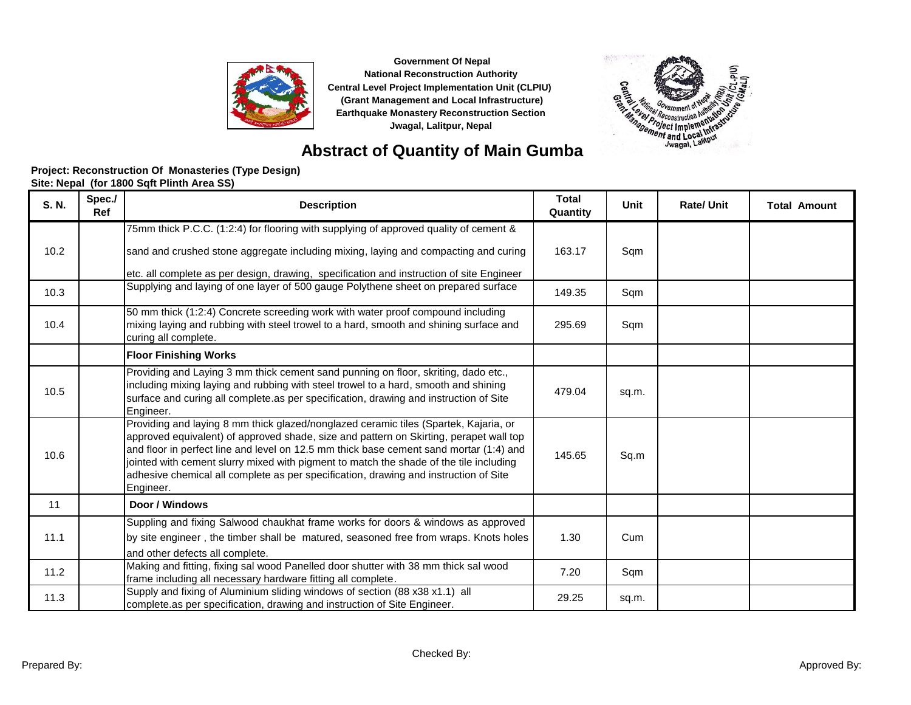Government Of Nepal
National Reconstruction Authority
Central Level Project Implementation Unit (CLPIU)
(Grant Management and Local Infrastructure)
Earthquake Monastery Reconstruction Section
Jwagal, Lalitpur, Nepal

# Abstract of Quantity of Main Gumba

**Project: Reconstruction Of Monasteries (Type Design)**
**Site: Nepal (for 1800 Sqft Plinth Area SS)**

| S. N. | Spec./ Ref | Description | Total Quantity | Unit | Rate/ Unit | Total Amount |
|---|---|---|---|---|---|---|
| 10.2 | | 75mm thick P.C.C. (1:2:4) for flooring with supplying of approved quality of cement & sand and crushed stone aggregate including mixing, laying and compacting and curing etc. all complete as per design, drawing, specification and instruction of site Engineer | 163.17 | Sqm | | |
| 10.3 | | Supplying and laying of one layer of 500 gauge Polythene sheet on prepared surface | 149.35 | Sqm | | |
| 10.4 | | 50 mm thick (1:2:4) Concrete screeding work with water proof compound including mixing laying and rubbing with steel trowel to a hard, smooth and shining surface and curing all complete. | 295.69 | Sqm | | |
| | | **Floor Finishing Works** | | | | |
| 10.5 | | Providing and Laying 3 mm thick cement sand punning on floor, skriting, dado etc., including mixing laying and rubbing with steel trowel to a hard, smooth and shining surface and curing all complete.as per specification, drawing and instruction of Site Engineer. | 479.04 | sq.m. | | |
| 10.6 | | Providing and laying 8 mm thick glazed/nonglazed ceramic tiles (Spartek, Kajaria, or approved equivalent) of approved shade, size and pattern on Skirting, perapet wall top and floor in perfect line and level on 12.5 mm thick base cement sand mortar (1:4) and jointed with cement slurry mixed with pigment to match the shade of the tile including adhesive chemical all complete as per specification, drawing and instruction of Site Engineer. | 145.65 | Sq.m | | |
| 11 | | **Door / Windows** | | | | |
| 11.1 | | Suppling and fixing Salwood chaukhat frame works for doors & windows as approved by site engineer , the timber shall be matured, seasoned free from wraps. Knots holes and other defects all complete. | 1.30 | Cum | | |
| 11.2 | | Making and fitting, fixing sal wood Panelled door shutter with 38 mm thick sal wood frame including all necessary hardware fitting all complete. | 7.20 | Sqm | | |
| 11.3 | | Supply and fixing of Aluminium sliding windows of section (88 x38 x1.1) all complete.as per specification, drawing and instruction of Site Engineer. | 29.25 | sq.m. | | |

Prepared By: Checked By: Approved By: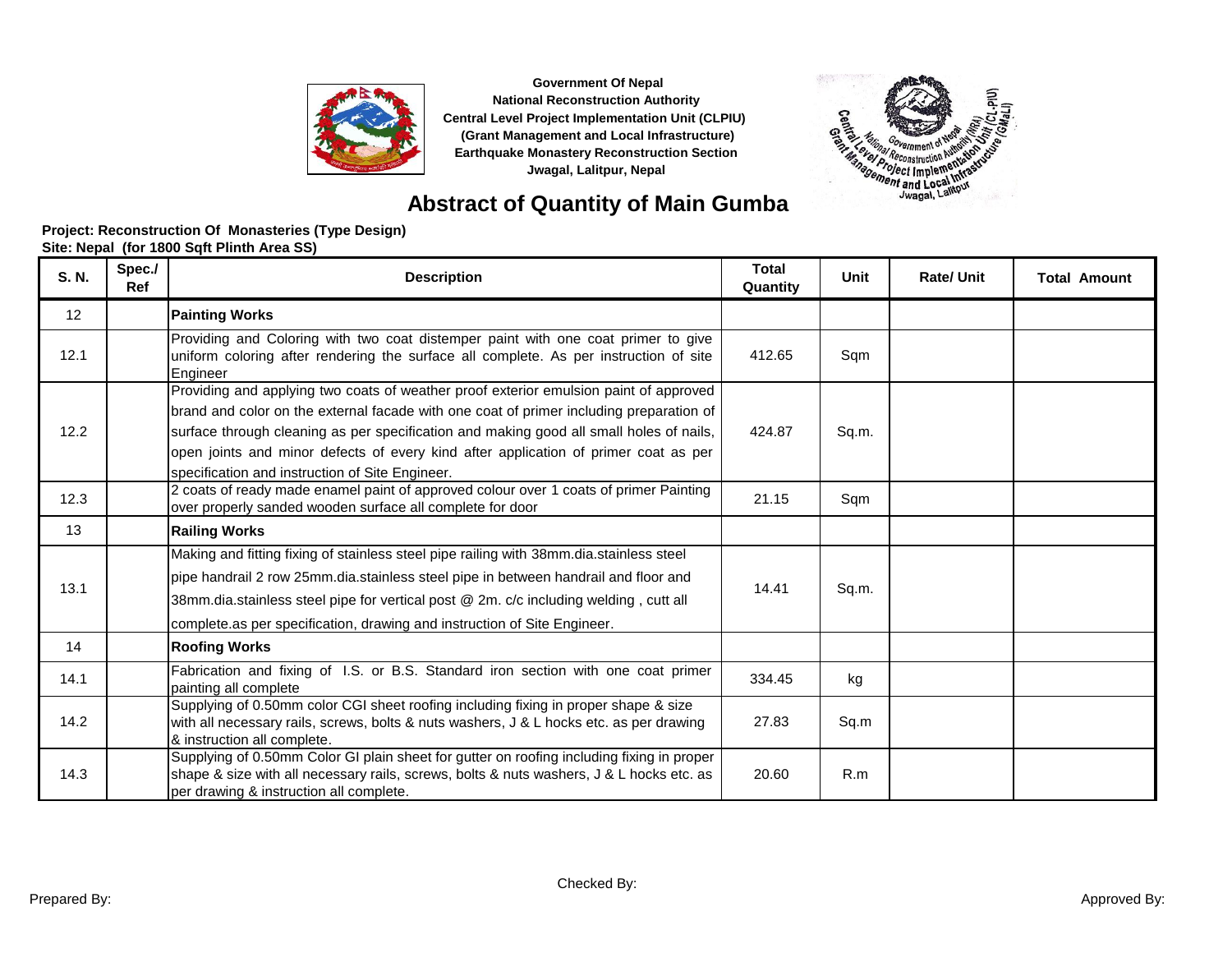Government Of Nepal
National Reconstruction Authority
Central Level Project Implementation Unit (CLPIU)
(Grant Management and Local Infrastructure)
Earthquake Monastery Reconstruction Section
Jwagal, Lalitpur, Nepal

# Abstract of Quantity of Main Gumba

**Project: Reconstruction Of Monasteries (Type Design)**
**Site: Nepal (for 1800 Sqft Plinth Area SS)**

| S. N. | Spec./ Ref | Description | Total Quantity | Unit | Rate/ Unit | Total Amount |
|---|---|---|---|---|---|---|
| 12 | | **Painting Works** | | | | |
| 12.1 | | Providing and Coloring with two coat distemper paint with one coat primer to give uniform coloring after rendering the surface all complete. As per instruction of site Engineer | 412.65 | Sqm | | |
| 12.2 | | Providing and applying two coats of weather proof exterior emulsion paint of approved brand and color on the external facade with one coat of primer including preparation of surface through cleaning as per specification and making good all small holes of nails, open joints and minor defects of every kind after application of primer coat as per specification and instruction of Site Engineer. | 424.87 | Sq.m. | | |
| 12.3 | | 2 coats of ready made enamel paint of approved colour over 1 coats of primer Painting over properly sanded wooden surface all complete for door | 21.15 | Sqm | | |
| 13 | | **Railing Works** | | | | |
| 13.1 | | Making and fitting fixing of stainless steel pipe railing with 38mm.dia.stainless steel pipe handrail 2 row 25mm.dia.stainless steel pipe in between handrail and floor and 38mm.dia.stainless steel pipe for vertical post @ 2m. c/c including welding , cutt all complete.as per specification, drawing and instruction of Site Engineer. | 14.41 | Sq.m. | | |
| 14 | | **Roofing Works** | | | | |
| 14.1 | | Fabrication and fixing of I.S. or B.S. Standard iron section with one coat primer painting all complete | 334.45 | kg | | |
| 14.2 | | Supplying of 0.50mm color CGI sheet roofing including fixing in proper shape & size with all necessary rails, screws, bolts & nuts washers, J & L hocks etc. as per drawing & instruction all complete. | 27.83 | Sq.m | | |
| 14.3 | | Supplying of 0.50mm Color GI plain sheet for gutter on roofing including fixing in proper shape & size with all necessary rails, screws, bolts & nuts washers, J & L hocks etc. as per drawing & instruction all complete. | 20.60 | R.m | | |

Prepared By: Checked By: Approved By: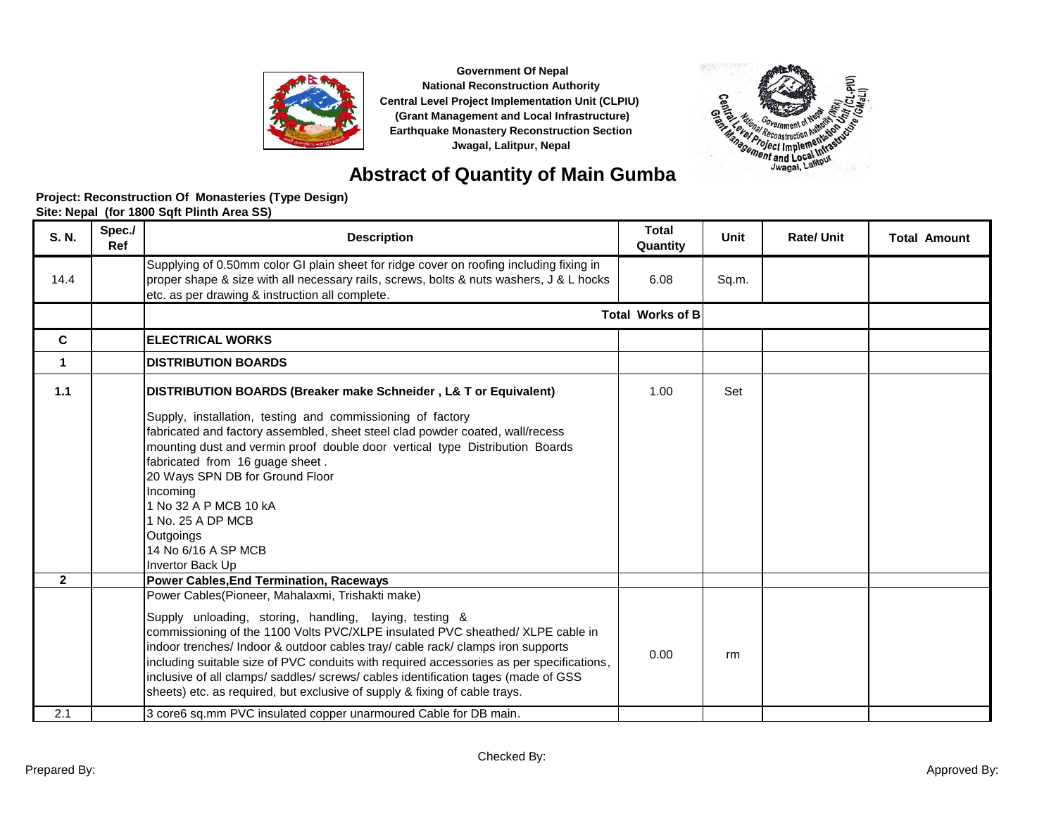Government Of Nepal
National Reconstruction Authority
Central Level Project Implementation Unit (CLPIU)
(Grant Management and Local Infrastructure)
Earthquake Monastery Reconstruction Section
Jwagal, Lalitpur, Nepal

# Abstract of Quantity of Main Gumba

**Project: Reconstruction Of Monasteries (Type Design)**
**Site: Nepal (for 1800 Sqft Plinth Area SS)**

| S. N. | Spec./ Ref | Description | Total Quantity | Unit | Rate/ Unit | Total Amount |
|---|---|---|---|---|---|---|
| 14.4 | | Supplying of 0.50mm color GI plain sheet for ridge cover on roofing including fixing in proper shape & size with all necessary rails, screws, bolts & nuts washers, J & L hocks etc. as per drawing & instruction all complete. | 6.08 | Sq.m. | | |
| | | | **Total Works of B** | | | |
| **C** | | **ELECTRICAL WORKS** | | | | |
| **1** | | **DISTRIBUTION BOARDS** | | | | |
| **1.1** | | **DISTRIBUTION BOARDS (Breaker make Schneider , L& T or Equivalent)**<br>Supply, installation, testing and commissioning of factory fabricated and factory assembled, sheet steel clad powder coated, wall/recess mounting dust and vermin proof double door vertical type Distribution Boards fabricated from 16 guage sheet .<br>20 Ways SPN DB for Ground Floor<br>Incoming<br>1 No 32 A P MCB 10 kA<br>1 No. 25 A DP MCB<br>Outgoings<br>14 No 6/16 A SP MCB<br>Invertor Back Up | 1.00 | Set | | |
| **2** | | **Power Cables,End Termination, Raceways** | | | | |
| | | Power Cables(Pioneer, Mahalaxmi, Trishakti make)<br>Supply unloading, storing, handling, laying, testing & commissioning of the 1100 Volts PVC/XLPE insulated PVC sheathed/ XLPE cable in indoor trenches/ Indoor & outdoor cables tray/ cable rack/ clamps iron supports including suitable size of PVC conduits with required accessories as per specifications, inclusive of all clamps/ saddles/ screws/ cables identification tages (made of GSS sheets) etc. as required, but exclusive of supply & fixing of cable trays. | 0.00 | rm | | |
| 2.1 | | 3 core6 sq.mm PVC insulated copper unarmoured Cable for DB main. | | | | |

Prepared By: Checked By: Approved By: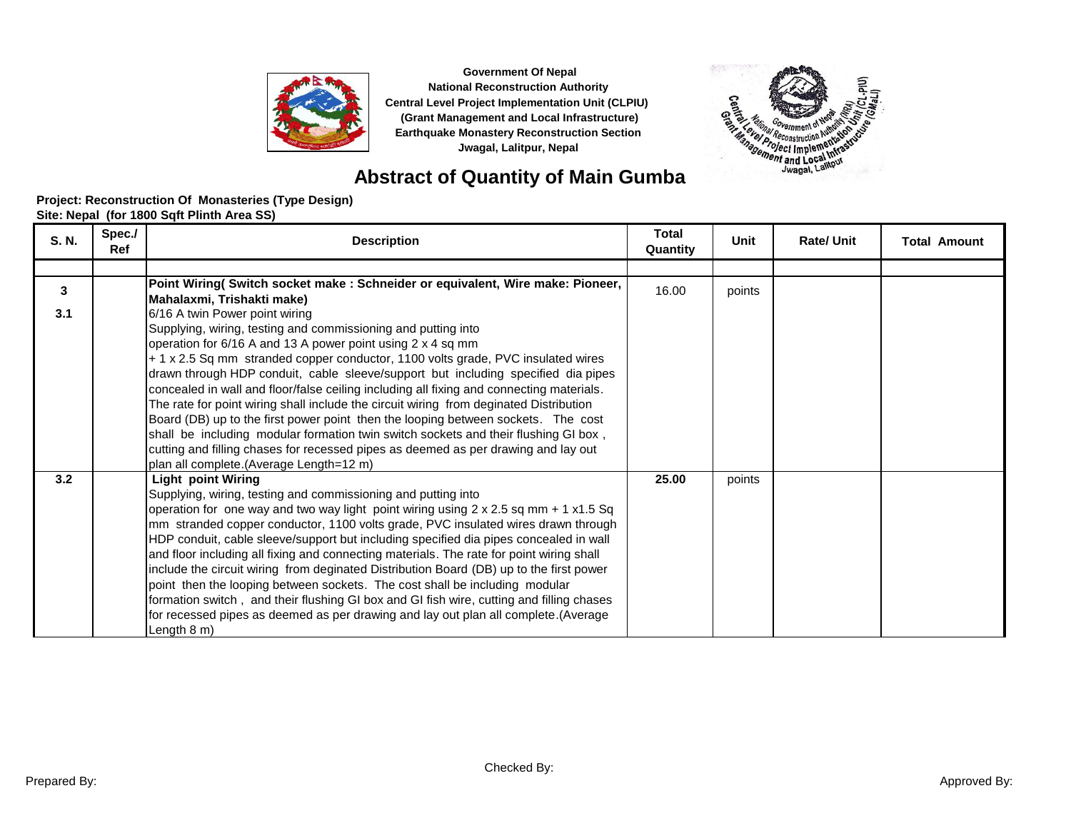**Government Of Nepal**
**National Reconstruction Authority**
**Central Level Project Implementation Unit (CLPIU)**
**(Grant Management and Local Infrastructure)**
**Earthquake Monastery Reconstruction Section**
**Jwagal, Lalitpur, Nepal**

# Abstract of Quantity of Main Gumba

**Project: Reconstruction Of Monasteries (Type Design)**
**Site: Nepal (for 1800 Sqft Plinth Area SS)**

| S. N. | Spec./ Ref | Description | Total Quantity | Unit | Rate/ Unit | Total Amount |
|---|---|---|---|---|---|---|
| | | | | | | |
| 3 | | **Point Wiring( Switch socket make : Schneider or equivalent, Wire make: Pioneer, Mahalaxmi, Trishakti make)** | 16.00 | points | | |
| 3.1 | | 6/16 A twin Power point wiring<br>Supplying, wiring, testing and commissioning and putting into operation for 6/16 A and 13 A power point using 2 x 4 sq mm + 1 x 2.5 Sq mm stranded copper conductor, 1100 volts grade, PVC insulated wires drawn through HDP conduit, cable sleeve/support but including specified dia pipes concealed in wall and floor/false ceiling including all fixing and connecting materials. The rate for point wiring shall include the circuit wiring from deginated Distribution Board (DB) up to the first power point then the looping between sockets. The cost shall be including modular formation twin switch sockets and their flushing GI box , cutting and filling chases for recessed pipes as deemed as per drawing and lay out plan all complete.(Average Length=12 m) | | | | |
| 3.2 | | **Light point Wiring**<br>Supplying, wiring, testing and commissioning and putting into operation for one way and two way light point wiring using 2 x 2.5 sq mm + 1 x1.5 Sq mm stranded copper conductor, 1100 volts grade, PVC insulated wires drawn through HDP conduit, cable sleeve/support but including specified dia pipes concealed in wall and floor including all fixing and connecting materials. The rate for point wiring shall include the circuit wiring from deginated Distribution Board (DB) up to the first power point then the looping between sockets. The cost shall be including modular formation switch , and their flushing GI box and GI fish wire, cutting and filling chases for recessed pipes as deemed as per drawing and lay out plan all complete.(Average Length 8 m) | **25.00** | points | | |

Prepared By: Checked By: Approved By: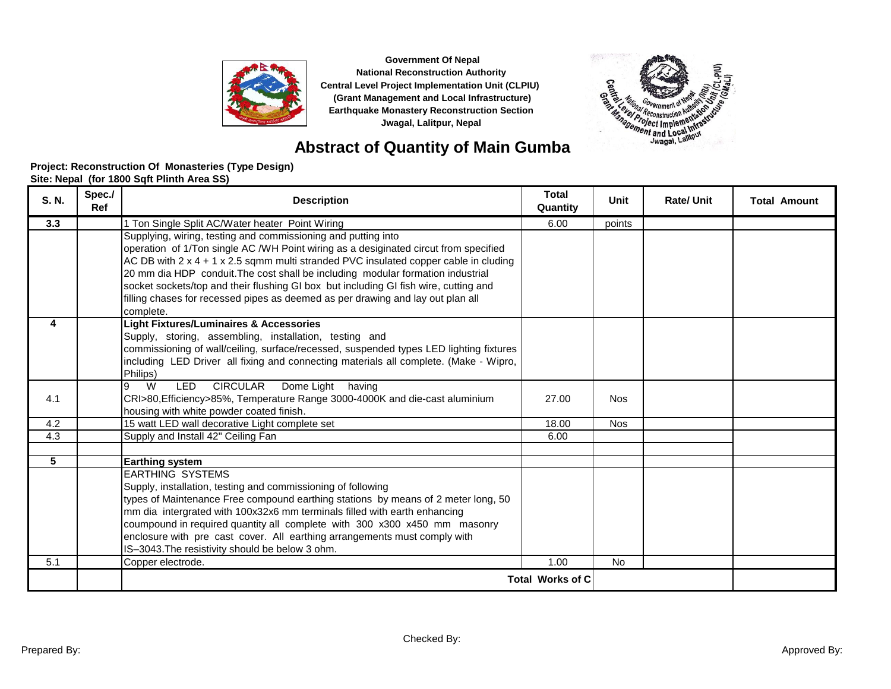Government Of Nepal
National Reconstruction Authority
Central Level Project Implementation Unit (CLPIU)
(Grant Management and Local Infrastructure)
Earthquake Monastery Reconstruction Section
Jwagal, Lalitpur, Nepal

# Abstract of Quantity of Main Gumba

**Project: Reconstruction Of Monasteries (Type Design)**
**Site: Nepal (for 1800 Sqft Plinth Area SS)**

| S. N. | Spec./ Ref | Description | Total Quantity | Unit | Rate/ Unit | Total Amount |
|---|---|---|---|---|---|---|
| **3.3** | | 1 Ton Single Split AC/Water heater Point Wiring | 6.00 | points | | |
| | | Supplying, wiring, testing and commissioning and putting into operation of 1/Ton single AC /WH Point wiring as a desiginated circut from specified AC DB with 2 x 4 + 1 x 2.5 sqmm multi stranded PVC insulated copper cable in cluding 20 mm dia HDP conduit.The cost shall be including modular formation industrial socket sockets/top and their flushing GI box but including GI fish wire, cutting and filling chases for recessed pipes as deemed as per drawing and lay out plan all complete. | | | | |
| **4** | | **Light Fixtures/Luminaires & Accessories** Supply, storing, assembling, installation, testing and commissioning of wall/ceiling, surface/recessed, suspended types LED lighting fixtures including LED Driver all fixing and connecting materials all complete. (Make - Wipro, Philips) | | | | |
| 4.1 | | 9 W LED CIRCULAR Dome Light having CRI>80,Efficiency>85%, Temperature Range 3000-4000K and die-cast aluminium housing with white powder coated finish. | 27.00 | Nos | | |
| 4.2 | | 15 watt LED wall decorative Light complete set | 18.00 | Nos | | |
| 4.3 | | Supply and Install 42" Ceiling Fan | 6.00 | | | |
| | | | | | | |
| **5** | | **Earthing system** | | | | |
| | | EARTHING SYSTEMS Supply, installation, testing and commissioning of following types of Maintenance Free compound earthing stations by means of 2 meter long, 50 mm dia intergrated with 100x32x6 mm terminals filled with earth enhancing coumpound in required quantity all complete with 300 x300 x450 mm masonry enclosure with pre cast cover. All earthing arrangements must comply with IS–3043.The resistivity should be below 3 ohm. | | | | |
| 5.1 | | Copper electrode. | 1.00 | No | | |
| | | **Total Works of C** | | | | |

Prepared By: Checked By: Approved By: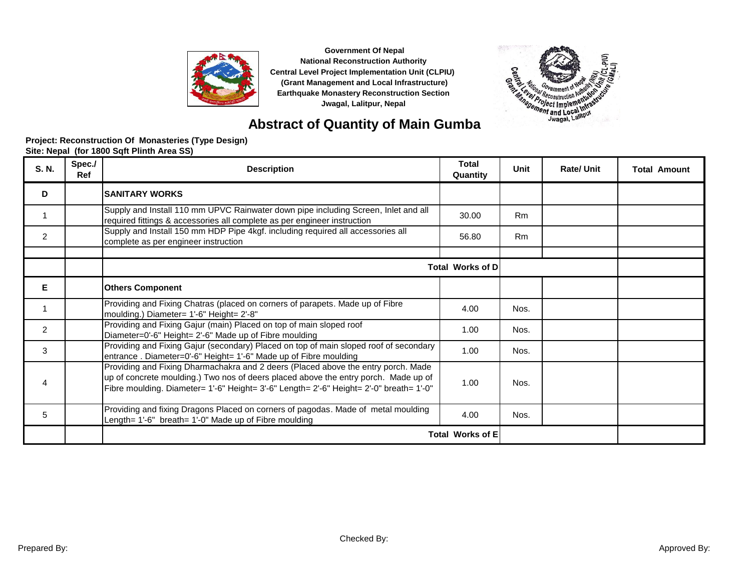Government Of Nepal
National Reconstruction Authority
Central Level Project Implementation Unit (CLPIU)
(Grant Management and Local Infrastructure)
Earthquake Monastery Reconstruction Section
Jwagal, Lalitpur, Nepal

# Abstract of Quantity of Main Gumba

**Project: Reconstruction Of Monasteries (Type Design)**
**Site: Nepal (for 1800 Sqft Plinth Area SS)**

| S. N. | Spec./ Ref | Description | Total Quantity | Unit | Rate/ Unit | Total Amount |
|---|---|---|---|---|---|---|
| D | | **SANITARY WORKS** | | | | |
| 1 | | Supply and Install 110 mm UPVC Rainwater down pipe including Screen, Inlet and all required fittings & accessories all complete as per engineer instruction | 30.00 | Rm | | |
| 2 | | Supply and Install 150 mm HDP Pipe 4kgf. including required all accessories all complete as per engineer instruction | 56.80 | Rm | | |
| | | | | | | |
| | | **Total Works of D** | | | | |
| E | | **Others Component** | | | | |
| 1 | | Providing and Fixing Chatras (placed on corners of parapets. Made up of Fibre moulding.) Diameter= 1'-6" Height= 2'-8" | 4.00 | Nos. | | |
| 2 | | Providing and Fixing Gajur (main) Placed on top of main sloped roof Diameter=0'-6" Height= 2'-6" Made up of Fibre moulding | 1.00 | Nos. | | |
| 3 | | Providing and Fixing Gajur (secondary) Placed on top of main sloped roof of secondary entrance . Diameter=0'-6" Height= 1'-6" Made up of Fibre moulding | 1.00 | Nos. | | |
| 4 | | Providing and Fixing Dharmachakra and 2 deers (Placed above the entry porch. Made up of concrete moulding.) Two nos of deers placed above the entry porch. Made up of Fibre moulding. Diameter= 1'-6" Height= 3'-6" Length= 2'-6" Height= 2'-0" breath= 1'-0" | 1.00 | Nos. | | |
| 5 | | Providing and fixing Dragons Placed on corners of pagodas. Made of metal moulding Length= 1'-6" breath= 1'-0" Made up of Fibre moulding | 4.00 | Nos. | | |
| | | **Total Works of E** | | | | |

Prepared By: Checked By: Approved By: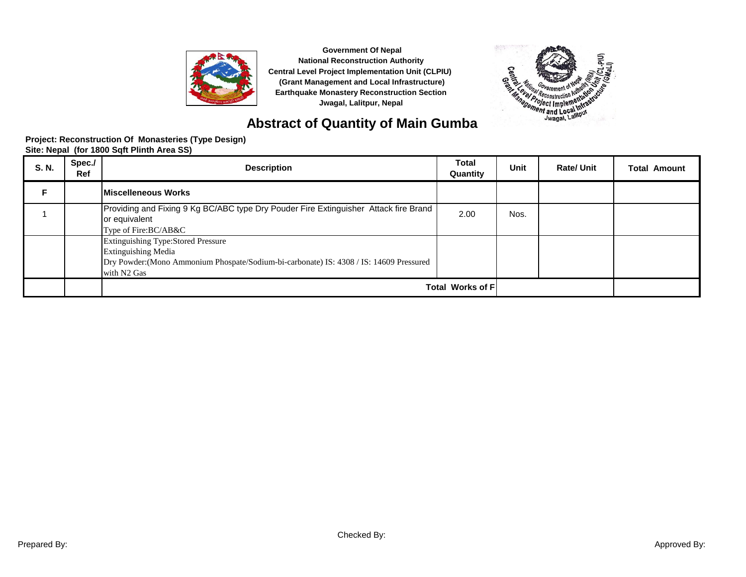Government Of Nepal
National Reconstruction Authority
Central Level Project Implementation Unit (CLPIU)
(Grant Management and Local Infrastructure)
Earthquake Monastery Reconstruction Section
Jwagal, Lalitpur, Nepal

# Abstract of Quantity of Main Gumba

**Project: Reconstruction Of Monasteries (Type Design)**
**Site: Nepal (for 1800 Sqft Plinth Area SS)**

| S. N. | Spec./ Ref | Description | Total Quantity | Unit | Rate/ Unit | Total Amount |
|---|---|---|---|---|---|---|
| F | | **Miscelleneous Works** | | | | |
| 1 | | Providing and Fixing 9 Kg BC/ABC type Dry Pouder Fire Extinguisher Attack fire Brand or equivalent<br>Type of Fire:BC/AB&C | 2.00 | Nos. | | |
| | | Extinguishing Type:Stored Pressure<br>Extinguishing Media<br>Dry Powder:(Mono Ammonium Phospate/Sodium-bi-carbonate) IS: 4308 / IS: 14609 Pressured with N2 Gas | | | | |
| | | **Total Works of F** | | | | |

Prepared By:

Checked By:

Approved By: